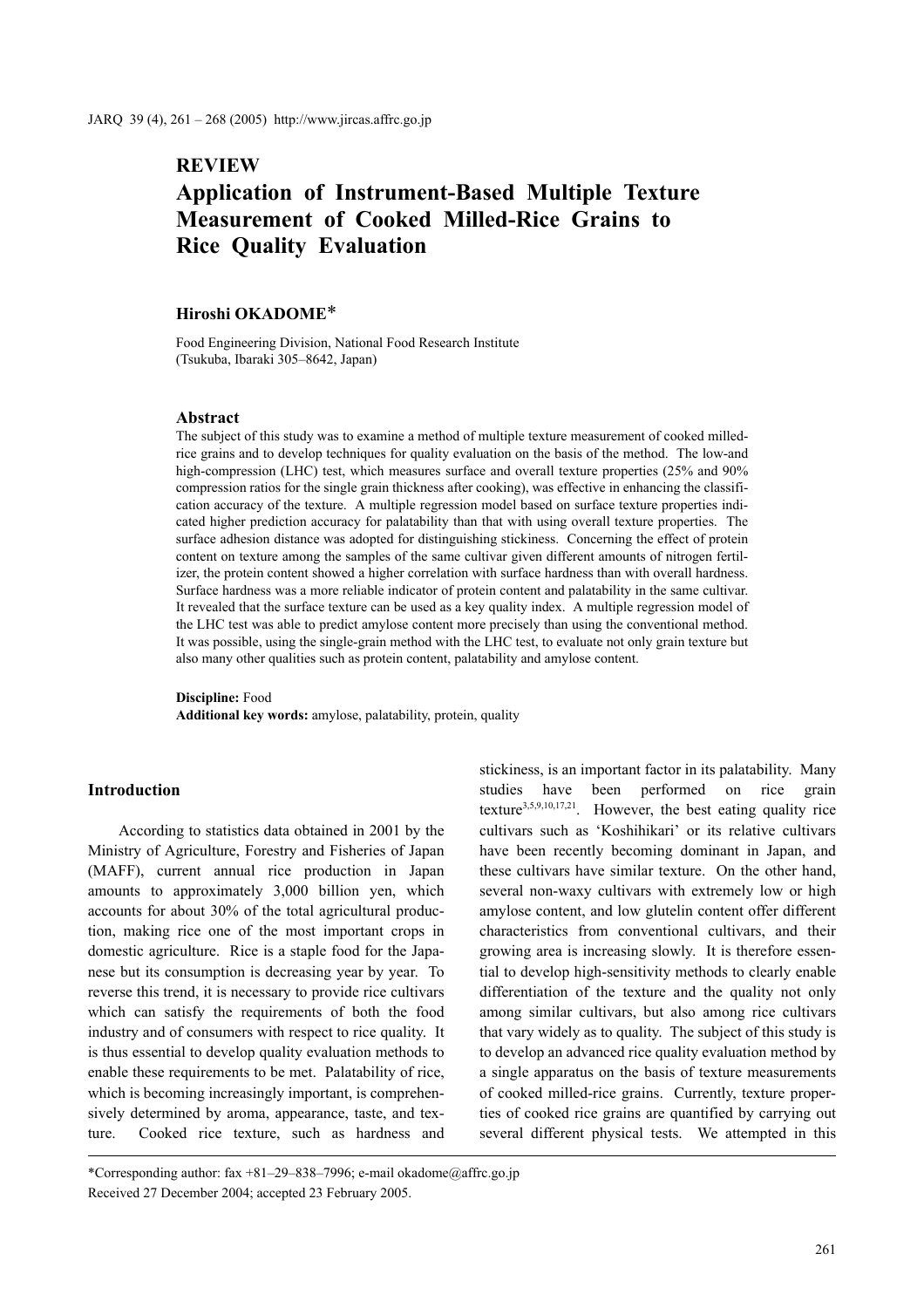REVIEW

# Application of Instrument-Based Multiple Texture Measurement of Cooked Milled-Rice Grains to Rice Quality Evaluation

**Hiroshi OKADOME***

Food Engineering Division, National Food Research Institute (Tsukuba, Ibaraki 305–8642, Japan)

## Abstract

The subject of this study was to examine a method of multiple texture measurement of cooked milled-rice grains and to develop techniques for quality evaluation on the basis of the method. The low-and high-compression (LHC) test, which measures surface and overall texture properties (25% and 90% compression ratios for the single grain thickness after cooking), was effective in enhancing the classification accuracy of the texture. A multiple regression model based on surface texture properties indicated higher prediction accuracy for palatability than that with using overall texture properties. The surface adhesion distance was adopted for distinguishing stickiness. Concerning the effect of protein content on texture among the samples of the same cultivar given different amounts of nitrogen fertilizer, the protein content showed a higher correlation with surface hardness than with overall hardness. Surface hardness was a more reliable indicator of protein content and palatability in the same cultivar. It revealed that the surface texture can be used as a key quality index. A multiple regression model of the LHC test was able to predict amylose content more precisely than using the conventional method. It was possible, using the single-grain method with the LHC test, to evaluate not only grain texture but also many other qualities such as protein content, palatability and amylose content.

**Discipline:** Food
**Additional key words:** amylose, palatability, protein, quality

## Introduction

According to statistics data obtained in 2001 by the Ministry of Agriculture, Forestry and Fisheries of Japan (MAFF), current annual rice production in Japan amounts to approximately 3,000 billion yen, which accounts for about 30% of the total agricultural production, making rice one of the most important crops in domestic agriculture. Rice is a staple food for the Japanese but its consumption is decreasing year by year. To reverse this trend, it is necessary to provide rice cultivars which can satisfy the requirements of both the food industry and of consumers with respect to rice quality. It is thus essential to develop quality evaluation methods to enable these requirements to be met. Palatability of rice, which is becoming increasingly important, is comprehensively determined by aroma, appearance, taste, and texture. Cooked rice texture, such as hardness and stickiness, is an important factor in its palatability. Many studies have been performed on rice grain texture[3,5,9,10,17,21]. However, the best eating quality rice cultivars such as 'Koshihikari' or its relative cultivars have been recently becoming dominant in Japan, and these cultivars have similar texture. On the other hand, several non-waxy cultivars with extremely low or high amylose content, and low glutelin content offer different characteristics from conventional cultivars, and their growing area is increasing slowly. It is therefore essential to develop high-sensitivity methods to clearly enable differentiation of the texture and the quality not only among similar cultivars, but also among rice cultivars that vary widely as to quality. The subject of this study is to develop an advanced rice quality evaluation method by a single apparatus on the basis of texture measurements of cooked milled-rice grains. Currently, texture properties of cooked rice grains are quantified by carrying out several different physical tests. We attempted in this

*Corresponding author: fax +81–29–838–7996; e-mail okadome@affrc.go.jp
Received 27 December 2004; accepted 23 February 2005.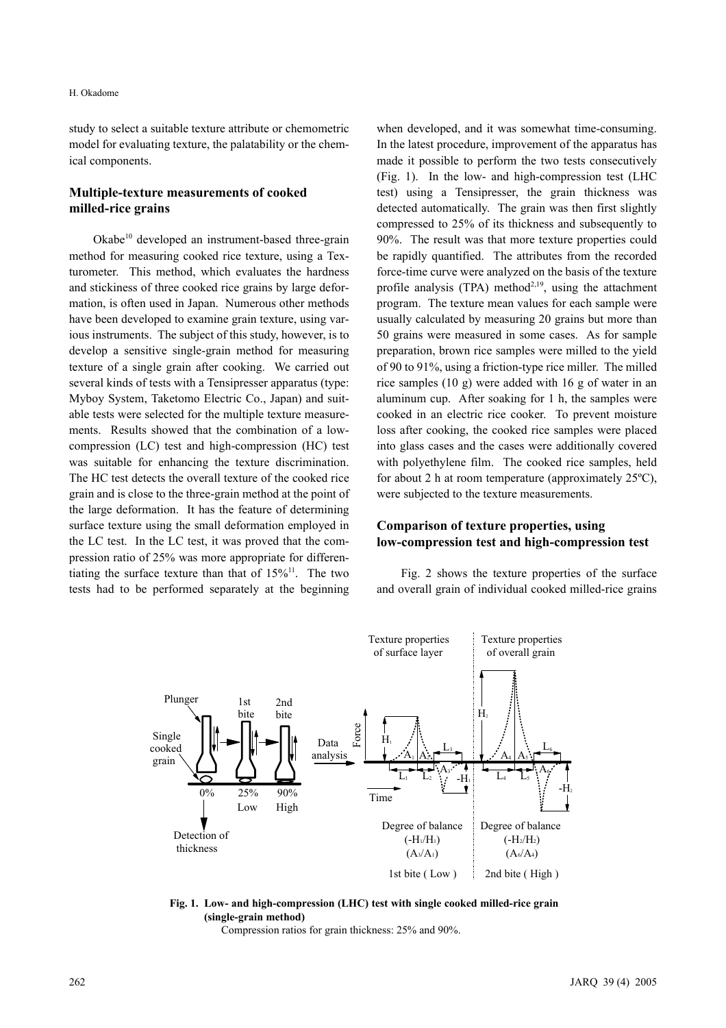study to select a suitable texture attribute or chemometric model for evaluating texture, the palatability or the chemical components.

## Multiple-texture measurements of cooked milled-rice grains

Okabe[10] developed an instrument-based three-grain method for measuring cooked rice texture, using a Texturometer. This method, which evaluates the hardness and stickiness of three cooked rice grains by large deformation, is often used in Japan. Numerous other methods have been developed to examine grain texture, using various instruments. The subject of this study, however, is to develop a sensitive single-grain method for measuring texture of a single grain after cooking. We carried out several kinds of tests with a Tensipresser apparatus (type: Myboy System, Taketomo Electric Co., Japan) and suitable tests were selected for the multiple texture measurements. Results showed that the combination of a low-compression (LC) test and high-compression (HC) test was suitable for enhancing the texture discrimination. The HC test detects the overall texture of the cooked rice grain and is close to the three-grain method at the point of the large deformation. It has the feature of determining surface texture using the small deformation employed in the LC test. In the LC test, it was proved that the compression ratio of 25% was more appropriate for differentiating the surface texture than that of 15%[11]. The two tests had to be performed separately at the beginning when developed, and it was somewhat time-consuming. In the latest procedure, improvement of the apparatus has made it possible to perform the two tests consecutively (Fig. 1). In the low- and high-compression test (LHC test) using a Tensipresser, the grain thickness was detected automatically. The grain was then first slightly compressed to 25% of its thickness and subsequently to 90%. The result was that more texture properties could be rapidly quantified. The attributes from the recorded force-time curve were analyzed on the basis of the texture profile analysis (TPA) method[2,19], using the attachment program. The texture mean values for each sample were usually calculated by measuring 20 grains but more than 50 grains were measured in some cases. As for sample preparation, brown rice samples were milled to the yield of 90 to 91%, using a friction-type rice miller. The milled rice samples (10 g) were added with 16 g of water in an aluminum cup. After soaking for 1 h, the samples were cooked in an electric rice cooker. To prevent moisture loss after cooking, the cooked rice samples were placed into glass cases and the cases were additionally covered with polyethylene film. The cooked rice samples, held for about 2 h at room temperature (approximately 25ºC), were subjected to the texture measurements.

## Comparison of texture properties, using low-compression test and high-compression test

Fig. 2 shows the texture properties of the surface and overall grain of individual cooked milled-rice grains

**Fig. 1. Low- and high-compression (LHC) test with single cooked milled-rice grain (single-grain method)**

Compression ratios for grain thickness: 25% and 90%.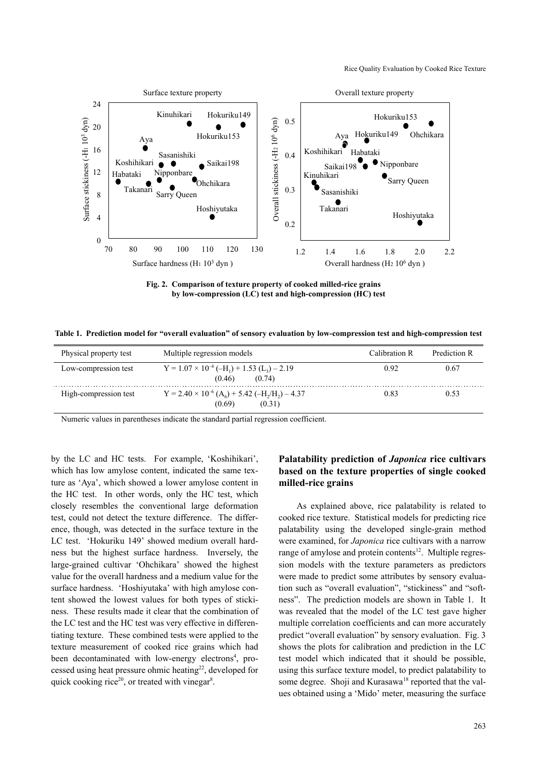Fig. 2. Comparison of texture property of cooked milled-rice grains by low-compression (LC) test and high-compression (HC) test

Table 1. Prediction model for "overall evaluation" of sensory evaluation by low-compression test and high-compression test

| Physical property test | Multiple regression models | Calibration R | Prediction R |
|---|---|---|---|
| Low-compression test | $Y = 1.07 \times 10^{-4} (-H_1) + 1.53 (L_3) - 2.19$ <br> (0.46) (0.74) | 0.92 | 0.67 |
| High-compression test | $Y = 2.40 \times 10^{-6} (A_6) + 5.42 (-H_2/H_2) - 4.37$ <br> (0.69) (0.31) | 0.83 | 0.53 |

Numeric values in parentheses indicate the standard partial regression coefficient.

by the LC and HC tests. For example, 'Koshihikari', which has low amylose content, indicated the same texture as 'Aya', which showed a lower amylose content in the HC test. In other words, only the HC test, which closely resembles the conventional large deformation test, could not detect the texture difference. The difference, though, was detected in the surface texture in the LC test. 'Hokuriku 149' showed medium overall hardness but the highest surface hardness. Inversely, the large-grained cultivar 'Ohchikara' showed the highest value for the overall hardness and a medium value for the surface hardness. 'Hoshiyutaka' with high amylose content showed the lowest values for both types of stickiness. These results made it clear that the combination of the LC test and the HC test was very effective in differentiating texture. These combined tests were applied to the texture measurement of cooked rice grains which had been decontaminated with low-energy electrons[4], processed using heat pressure ohmic heating[22], developed for quick cooking rice[20], or treated with vinegar[8].

## Palatability prediction of *Japonica* rice cultivars based on the texture properties of single cooked milled-rice grains

As explained above, rice palatability is related to cooked rice texture. Statistical models for predicting rice palatability using the developed single-grain method were examined, for *Japonica* rice cultivars with a narrow range of amylose and protein contents[12]. Multiple regression models with the texture parameters as predictors were made to predict some attributes by sensory evaluation such as "overall evaluation", "stickiness" and "softness". The prediction models are shown in Table 1. It was revealed that the model of the LC test gave higher multiple correlation coefficients and can more accurately predict "overall evaluation" by sensory evaluation. Fig. 3 shows the plots for calibration and prediction in the LC test model which indicated that it should be possible, using this surface texture model, to predict palatability to some degree. Shoji and Kurasawa[18] reported that the values obtained using a 'Mido' meter, measuring the surface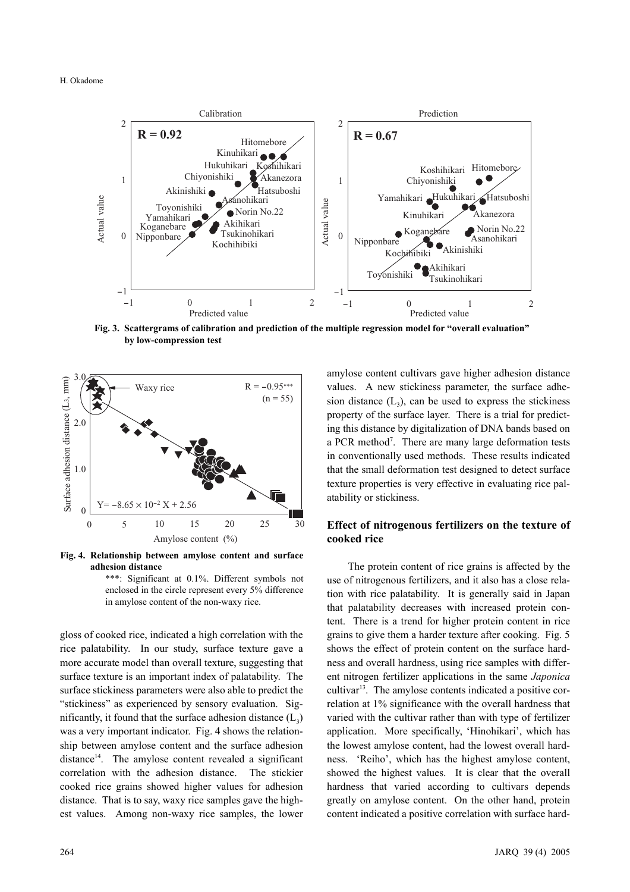**Fig. 3. Scattergrams of calibration and prediction of the multiple regression model for "overall evaluation" by low-compression test**

**Fig. 4. Relationship between amylose content and surface adhesion distance**

***: Significant at 0.1%. Different symbols not enclosed in the circle represent every 5% difference in amylose content of the non-waxy rice.

gloss of cooked rice, indicated a high correlation with the rice palatability. In our study, surface texture gave a more accurate model than overall texture, suggesting that surface texture is an important index of palatability. The surface stickiness parameters were also able to predict the "stickiness" as experienced by sensory evaluation. Significantly, it found that the surface adhesion distance ($L_3$) was a very important indicator. Fig. 4 shows the relationship between amylose content and the surface adhesion distance[14]. The amylose content revealed a significant correlation with the adhesion distance. The stickier cooked rice grains showed higher values for adhesion distance. That is to say, waxy rice samples gave the highest values. Among non-waxy rice samples, the lower amylose content cultivars gave higher adhesion distance values. A new stickiness parameter, the surface adhesion distance ($L_3$), can be used to express the stickiness property of the surface layer. There is a trial for predicting this distance by digitalization of DNA bands based on a PCR method[7]. There are many large deformation tests in conventionally used methods. These results indicated that the small deformation test designed to detect surface texture properties is very effective in evaluating rice palatability or stickiness.

## Effect of nitrogenous fertilizers on the texture of cooked rice

The protein content of rice grains is affected by the use of nitrogenous fertilizers, and it also has a close relation with rice palatability. It is generally said in Japan that palatability decreases with increased protein content. There is a trend for higher protein content in rice grains to give them a harder texture after cooking. Fig. 5 shows the effect of protein content on the surface hardness and overall hardness, using rice samples with different nitrogen fertilizer applications in the same *Japonica* cultivar[13]. The amylose contents indicated a positive correlation at 1% significance with the overall hardness that varied with the cultivar rather than with type of fertilizer application. More specifically, 'Hinohikari', which has the lowest amylose content, had the lowest overall hardness. 'Reiho', which has the highest amylose content, showed the highest values. It is clear that the overall hardness that varied according to cultivars depends greatly on amylose content. On the other hand, protein content indicated a positive correlation with surface hard-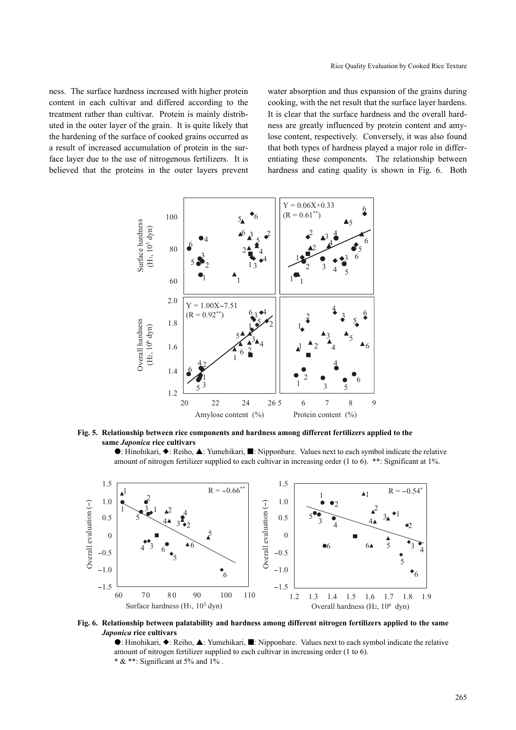ness. The surface hardness increased with higher protein content in each cultivar and differed according to the treatment rather than cultivar. Protein is mainly distributed in the outer layer of the grain. It is quite likely that the hardening of the surface of cooked grains occurred as a result of increased accumulation of protein in the surface layer due to the use of nitrogenous fertilizers. It is believed that the proteins in the outer layers prevent water absorption and thus expansion of the grains during cooking, with the net result that the surface layer hardens. It is clear that the surface hardness and the overall hardness are greatly influenced by protein content and amylose content, respectively. Conversely, it was also found that both types of hardness played a major role in differentiating these components. The relationship between hardness and eating quality is shown in Fig. 6. Both

**Fig. 5. Relationship between rice components and hardness among different fertilizers applied to the same *Japonica* rice cultivars**

●: Hinohikari, ◆: Reiho, ▲: Yumehikari, ■: Nipponbare. Values next to each symbol indicate the relative amount of nitrogen fertilizer supplied to each cultivar in increasing order (1 to 6). **: Significant at 1%.

**Fig. 6. Relationship between palatability and hardness among different nitrogen fertilizers applied to the same *Japonica* rice cultivars**

●: Hinohikari, ◆: Reiho, ▲: Yumehikari, ■: Nipponbare. Values next to each symbol indicate the relative amount of nitrogen fertilizer supplied to each cultivar in increasing order (1 to 6).

* & **: Significant at 5% and 1% .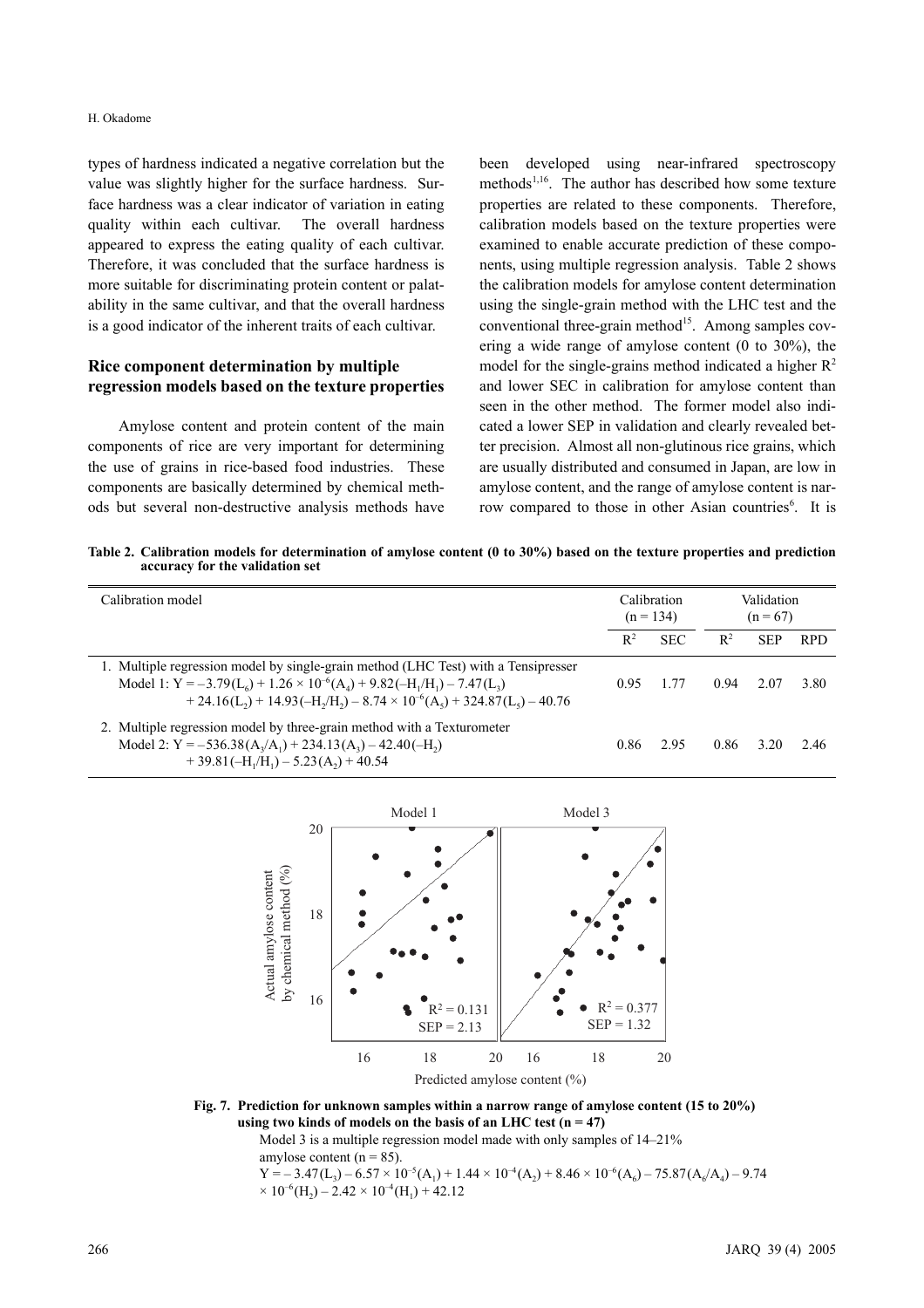types of hardness indicated a negative correlation but the value was slightly higher for the surface hardness. Surface hardness was a clear indicator of variation in eating quality within each cultivar. The overall hardness appeared to express the eating quality of each cultivar. Therefore, it was concluded that the surface hardness is more suitable for discriminating protein content or palatability in the same cultivar, and that the overall hardness is a good indicator of the inherent traits of each cultivar.

## Rice component determination by multiple regression models based on the texture properties

Amylose content and protein content of the main components of rice are very important for determining the use of grains in rice-based food industries. These components are basically determined by chemical methods but several non-destructive analysis methods have been developed using near-infrared spectroscopy methods[1,16]. The author has described how some texture properties are related to these components. Therefore, calibration models based on the texture properties were examined to enable accurate prediction of these components, using multiple regression analysis. Table 2 shows the calibration models for amylose content determination using the single-grain method with the LHC test and the conventional three-grain method[15]. Among samples covering a wide range of amylose content (0 to 30%), the model for the single-grains method indicated a higher $R^2$ and lower SEC in calibration for amylose content than seen in the other method. The former model also indicated a lower SEP in validation and clearly revealed better precision. Almost all non-glutinous rice grains, which are usually distributed and consumed in Japan, are low in amylose content, and the range of amylose content is narrow compared to those in other Asian countries[6]. It is

**Table 2. Calibration models for determination of amylose content (0 to 30%) based on the texture properties and prediction accuracy for the validation set**

| Calibration model | Calibration (n = 134) | | Validation (n = 67) | | |
|---|---|---|---|---|---|
| | $R^2$ | SEC | $R^2$ | SEP | RPD |
| 1. Multiple regression model by single-grain method (LHC Test) with a Tensipresser<br>Model 1: $Y = -3.79(L_6) + 1.26 \times 10^{-6}(A_4) + 9.82(-H_1/H_1) - 7.47(L_3)$ $+ 24.16(L_2) + 14.93(-H_2/H_2) - 8.74 \times 10^{-6}(A_5) + 324.87(L_5) - 40.76$ | 0.95 | 1.77 | 0.94 | 2.07 | 3.80 |
| 2. Multiple regression model by three-grain method with a Texturometer<br>Model 2: $Y = -536.38(A_3/A_1) + 234.13(A_3) - 42.40(-H_2)$ $+ 39.81(-H_1/H_1) - 5.23(A_2) + 40.54$ | 0.86 | 2.95 | 0.86 | 3.20 | 2.46 |

**Fig. 7. Prediction for unknown samples within a narrow range of amylose content (15 to 20%) using two kinds of models on the basis of an LHC test (n = 47)**

Model 3 is a multiple regression model made with only samples of 14–21% amylose content (n = 85).

$Y = -3.47(L_3) - 6.57 \times 10^{-5}(A_1) + 1.44 \times 10^{-4}(A_2) + 8.46 \times 10^{-6}(A_6) - 75.87(A_6/A_4) - 9.74 \times 10^{-6}(H_2) - 2.42 \times 10^{-4}(H_1) + 42.12$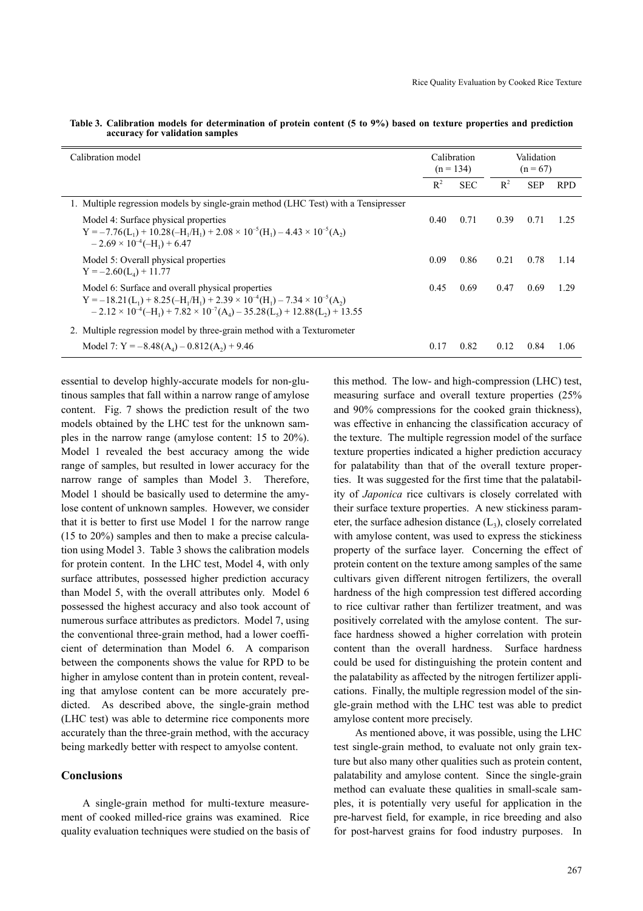**Table 3. Calibration models for determination of protein content (5 to 9%) based on texture properties and prediction accuracy for validation samples**

| Calibration model | Calibration (n = 134) | | Validation (n = 67) | | |
|---|---|---|---|---|---|
| | $R^2$ | SEC | $R^2$ | SEP | RPD |
| 1. Multiple regression models by single-grain method (LHC Test) with a Tensipresser | | | | | |
| Model 4: Surface physical properties $Y = -7.76(L_1) + 10.28(-H_1/H_1) + 2.08 \times 10^{-5}(H_1) - 4.43 \times 10^{-5}(A_2) - 2.69 \times 10^{-4}(-H_1) + 6.47$ | 0.40 | 0.71 | 0.39 | 0.71 | 1.25 |
| Model 5: Overall physical properties $Y = -2.60(L_4) + 11.77$ | 0.09 | 0.86 | 0.21 | 0.78 | 1.14 |
| Model 6: Surface and overall physical properties $Y = -18.21(L_1) + 8.25(-H_1/H_1) + 2.39 \times 10^{-4}(H_1) - 7.34 \times 10^{-5}(A_2) - 2.12 \times 10^{-4}(-H_1) + 7.82 \times 10^{-7}(A_4) - 35.28(L_5) + 12.88(L_2) + 13.55$ | 0.45 | 0.69 | 0.47 | 0.69 | 1.29 |
| 2. Multiple regression model by three-grain method with a Texturometer | | | | | |
| Model 7: $Y = -8.48(A_4) - 0.812(A_2) + 9.46$ | 0.17 | 0.82 | 0.12 | 0.84 | 1.06 |

essential to develop highly-accurate models for non-glutinous samples that fall within a narrow range of amylose content. Fig. 7 shows the prediction result of the two models obtained by the LHC test for the unknown samples in the narrow range (amylose content: 15 to 20%). Model 1 revealed the best accuracy among the wide range of samples, but resulted in lower accuracy for the narrow range of samples than Model 3. Therefore, Model 1 should be basically used to determine the amylose content of unknown samples. However, we consider that it is better to first use Model 1 for the narrow range (15 to 20%) samples and then to make a precise calculation using Model 3. Table 3 shows the calibration models for protein content. In the LHC test, Model 4, with only surface attributes, possessed higher prediction accuracy than Model 5, with the overall attributes only. Model 6 possessed the highest accuracy and also took account of numerous surface attributes as predictors. Model 7, using the conventional three-grain method, had a lower coefficient of determination than Model 6. A comparison between the components shows the value for RPD to be higher in amylose content than in protein content, revealing that amylose content can be more accurately predicted. As described above, the single-grain method (LHC test) was able to determine rice components more accurately than the three-grain method, with the accuracy being markedly better with respect to amyolse content.

## Conclusions

A single-grain method for multi-texture measurement of cooked milled-rice grains was examined. Rice quality evaluation techniques were studied on the basis of this method. The low- and high-compression (LHC) test, measuring surface and overall texture properties (25% and 90% compressions for the cooked grain thickness), was effective in enhancing the classification accuracy of the texture. The multiple regression model of the surface texture properties indicated a higher prediction accuracy for palatability than that of the overall texture properties. It was suggested for the first time that the palatability of *Japonica* rice cultivars is closely correlated with their surface texture properties. A new stickiness parameter, the surface adhesion distance ($L_3$), closely correlated with amylose content, was used to express the stickiness property of the surface layer. Concerning the effect of protein content on the texture among samples of the same cultivars given different nitrogen fertilizers, the overall hardness of the high compression test differed according to rice cultivar rather than fertilizer treatment, and was positively correlated with the amylose content. The surface hardness showed a higher correlation with protein content than the overall hardness. Surface hardness could be used for distinguishing the protein content and the palatability as affected by the nitrogen fertilizer applications. Finally, the multiple regression model of the single-grain method with the LHC test was able to predict amylose content more precisely.

As mentioned above, it was possible, using the LHC test single-grain method, to evaluate not only grain texture but also many other qualities such as protein content, palatability and amylose content. Since the single-grain method can evaluate these qualities in small-scale samples, it is potentially very useful for application in the pre-harvest field, for example, in rice breeding and also for post-harvest grains for food industry purposes. In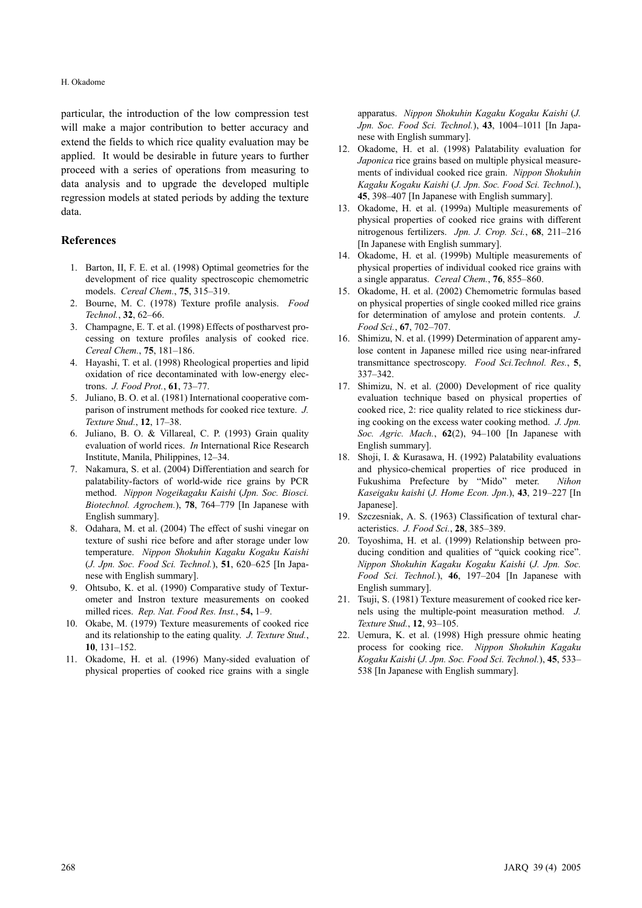particular, the introduction of the low compression test will make a major contribution to better accuracy and extend the fields to which rice quality evaluation may be applied. It would be desirable in future years to further proceed with a series of operations from measuring to data analysis and to upgrade the developed multiple regression models at stated periods by adding the texture data.

## References

1. Barton, II, F. E. et al. (1998) Optimal geometries for the development of rice quality spectroscopic chemometric models. *Cereal Chem.*, **75**, 315–319.
2. Bourne, M. C. (1978) Texture profile analysis. *Food Technol.*, **32**, 62–66.
3. Champagne, E. T. et al. (1998) Effects of postharvest processing on texture profiles analysis of cooked rice. *Cereal Chem.*, **75**, 181–186.
4. Hayashi, T. et al. (1998) Rheological properties and lipid oxidation of rice decontaminated with low-energy electrons. *J. Food Prot.*, **61**, 73–77.
5. Juliano, B. O. et al. (1981) International cooperative comparison of instrument methods for cooked rice texture. *J. Texture Stud.*, **12**, 17–38.
6. Juliano, B. O. & Villareal, C. P. (1993) Grain quality evaluation of world rices. *In* International Rice Research Institute, Manila, Philippines, 12–34.
7. Nakamura, S. et al. (2004) Differentiation and search for palatability-factors of world-wide rice grains by PCR method. *Nippon Nogeikagaku Kaishi* (*Jpn. Soc. Biosci. Biotechnol. Agrochem.*), **78**, 764–779 [In Japanese with English summary].
8. Odahara, M. et al. (2004) The effect of sushi vinegar on texture of sushi rice before and after storage under low temperature. *Nippon Shokuhin Kagaku Kogaku Kaishi* (*J. Jpn. Soc. Food Sci. Technol.*), **51**, 620–625 [In Japanese with English summary].
9. Ohtsubo, K. et al. (1990) Comparative study of Texturometer and Instron texture measurements on cooked milled rices. *Rep. Nat. Food Res. Inst.*, **54,** 1–9.
10. Okabe, M. (1979) Texture measurements of cooked rice and its relationship to the eating quality. *J. Texture Stud.*, **10**, 131–152.
11. Okadome, H. et al. (1996) Many-sided evaluation of physical properties of cooked rice grains with a single apparatus. *Nippon Shokuhin Kagaku Kogaku Kaishi* (*J. Jpn. Soc. Food Sci. Technol.*), **43**, 1004–1011 [In Japanese with English summary].
12. Okadome, H. et al. (1998) Palatability evaluation for *Japonica* rice grains based on multiple physical measurements of individual cooked rice grain. *Nippon Shokuhin Kagaku Kogaku Kaishi* (*J. Jpn. Soc. Food Sci. Technol.*), **45**, 398–407 [In Japanese with English summary].
13. Okadome, H. et al. (1999a) Multiple measurements of physical properties of cooked rice grains with different nitrogenous fertilizers. *Jpn. J. Crop. Sci.*, **68**, 211–216 [In Japanese with English summary].
14. Okadome, H. et al. (1999b) Multiple measurements of physical properties of individual cooked rice grains with a single apparatus. *Cereal Chem.*, **76**, 855–860.
15. Okadome, H. et al. (2002) Chemometric formulas based on physical properties of single cooked milled rice grains for determination of amylose and protein contents. *J. Food Sci.*, **67**, 702–707.
16. Shimizu, N. et al. (1999) Determination of apparent amylose content in Japanese milled rice using near-infrared transmittance spectroscopy. *Food Sci.Technol. Res.*, **5**, 337–342.
17. Shimizu, N. et al. (2000) Development of rice quality evaluation technique based on physical properties of cooked rice, 2: rice quality related to rice stickiness during cooking on the excess water cooking method. *J. Jpn. Soc. Agric. Mach.*, **62**(2), 94–100 [In Japanese with English summary].
18. Shoji, I. & Kurasawa, H. (1992) Palatability evaluations and physico-chemical properties of rice produced in Fukushima Prefecture by "Mido" meter. *Nihon Kaseigaku kaishi* (*J. Home Econ. Jpn*.), **43**, 219–227 [In Japanese].
19. Szczesniak, A. S. (1963) Classification of textural characteristics. *J. Food Sci.*, **28**, 385–389.
20. Toyoshima, H. et al. (1999) Relationship between producing condition and qualities of "quick cooking rice". *Nippon Shokuhin Kagaku Kogaku Kaishi* (*J. Jpn. Soc. Food Sci. Technol.*), **46**, 197–204 [In Japanese with English summary].
21. Tsuji, S. (1981) Texture measurement of cooked rice kernels using the multiple-point measuration method. *J. Texture Stud.*, **12**, 93–105.
22. Uemura, K. et al. (1998) High pressure ohmic heating process for cooking rice. *Nippon Shokuhin Kagaku Kogaku Kaishi* (*J. Jpn. Soc. Food Sci. Technol.*), **45**, 533–538 [In Japanese with English summary].